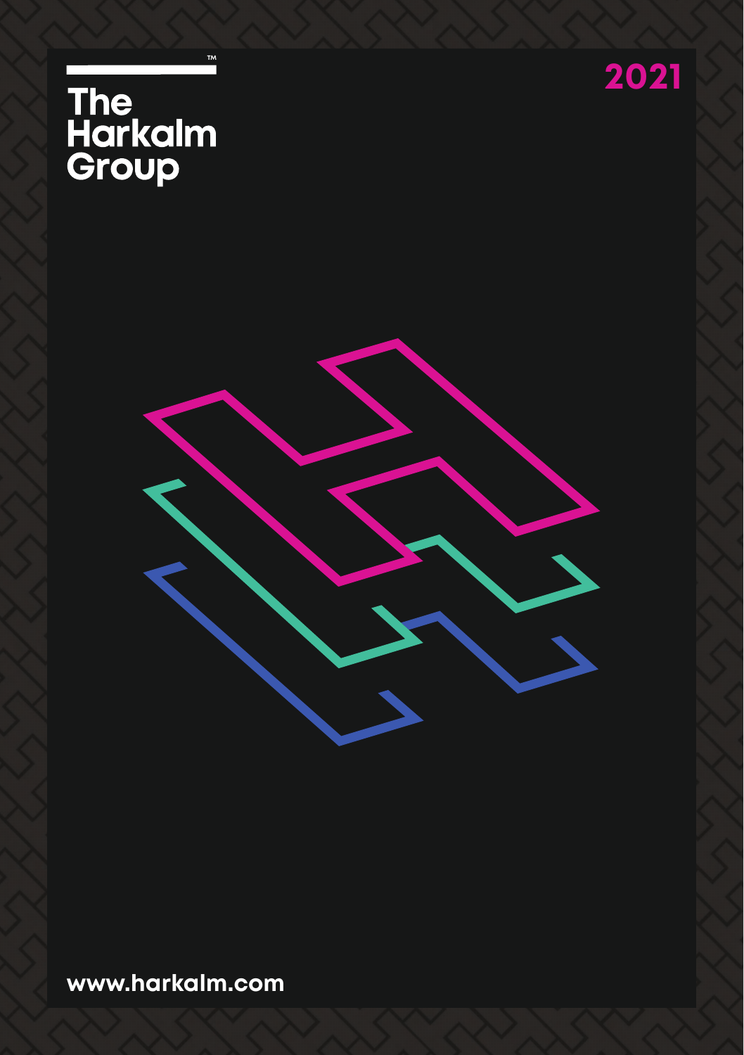# The Harkalm Group™

2021

www.harkalm.com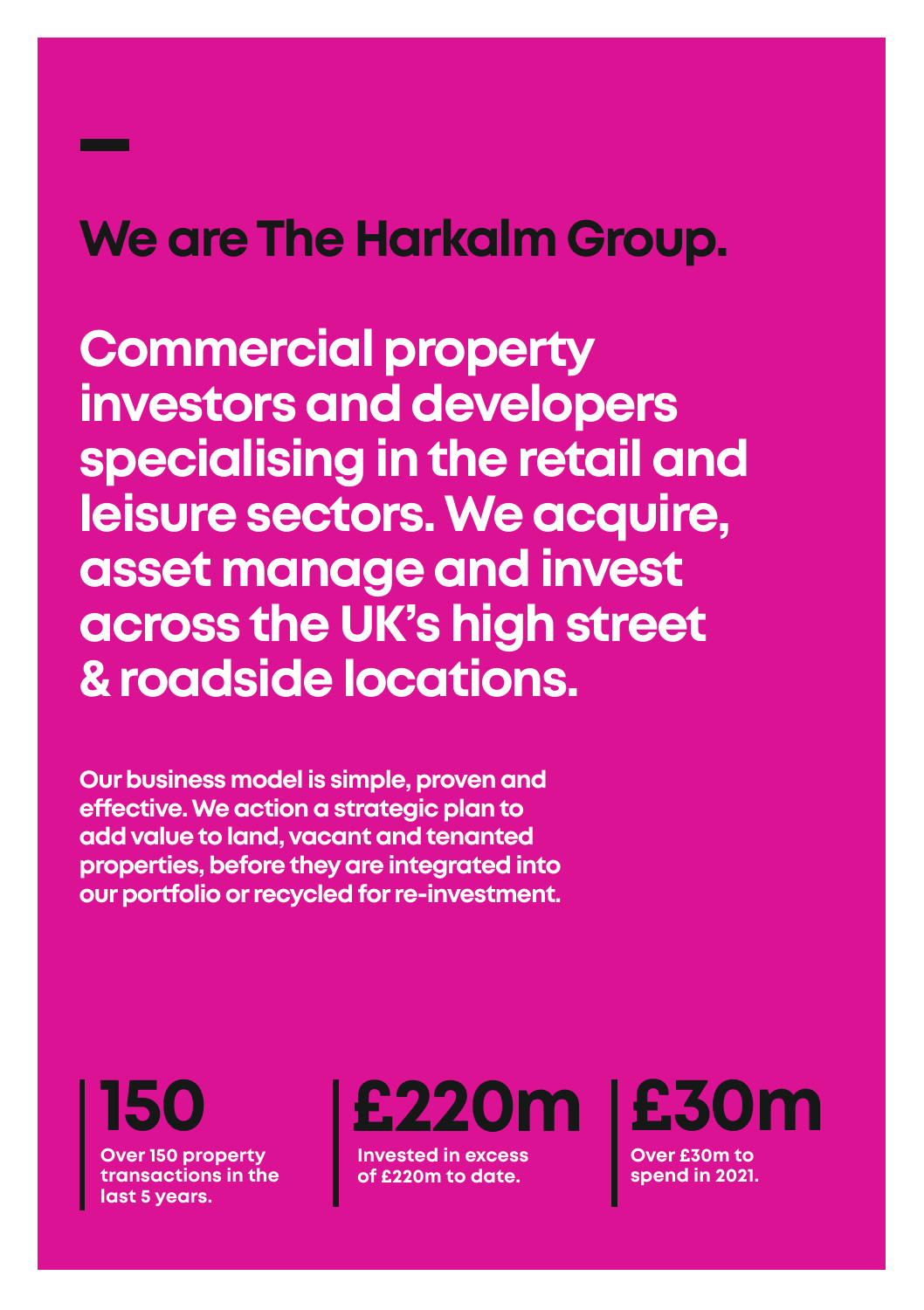# We are The Harkalm Group.

## Commercial property investors and developers specialising in the retail and leisure sectors. We acquire, asset manage and invest across the UK's high street & roadside locations.

**Our business model is simple, proven and effective. We action a strategic plan to add value to land, vacant and tenanted properties, before they are integrated into our portfolio or recycled for re-investment.**

**150**
**Over 150 property transactions in the last 5 years.**

**£220m**
**Invested in excess of £220m to date.**

**£30m**
**Over £30m to spend in 2021.**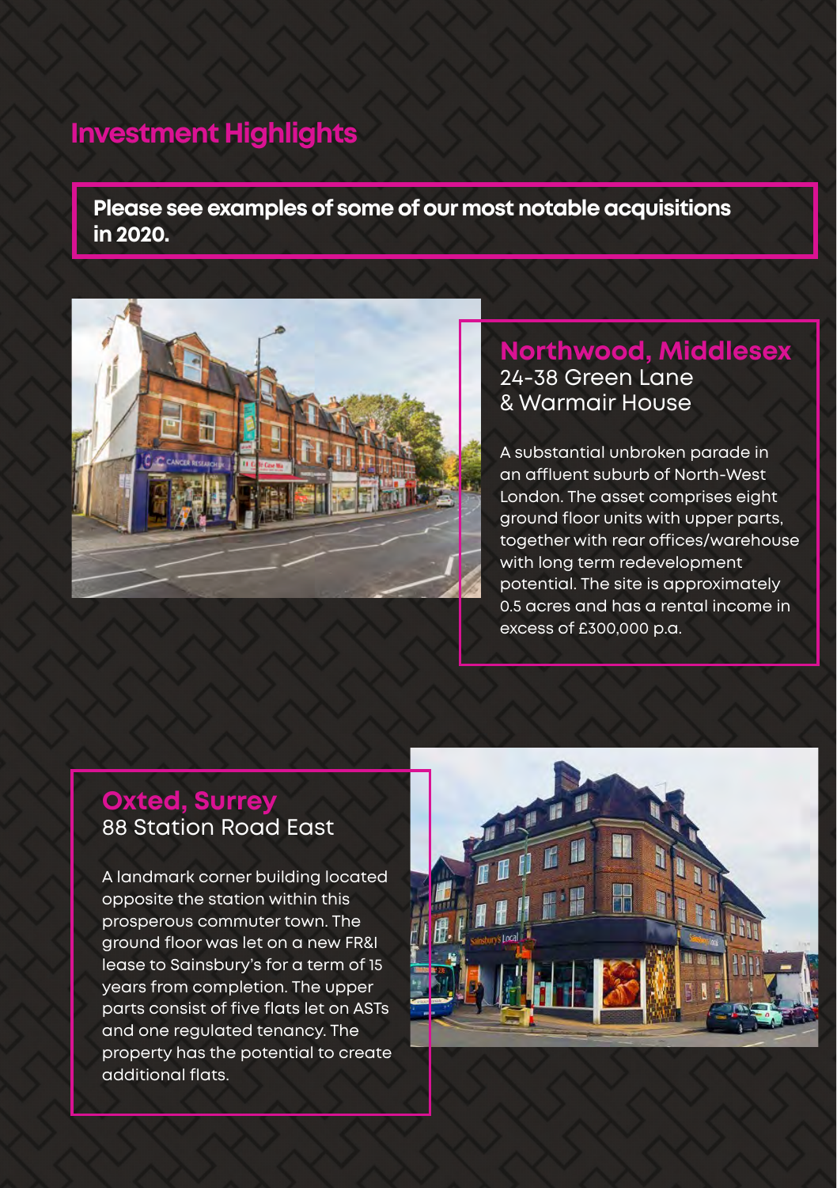# Investment Highlights

**Please see examples of some of our most notable acquisitions in 2020.**

## Northwood, Middlesex

24-38 Green Lane
& Warmair House

A substantial unbroken parade in an affluent suburb of North-West London. The asset comprises eight ground floor units with upper parts, together with rear offices/warehouse with long term redevelopment potential. The site is approximately 0.5 acres and has a rental income in excess of £300,000 p.a.

## Oxted, Surrey

88 Station Road East

A landmark corner building located opposite the station within this prosperous commuter town. The ground floor was let on a new FR&I lease to Sainsbury's for a term of 15 years from completion. The upper parts consist of five flats let on ASTs and one regulated tenancy. The property has the potential to create additional flats.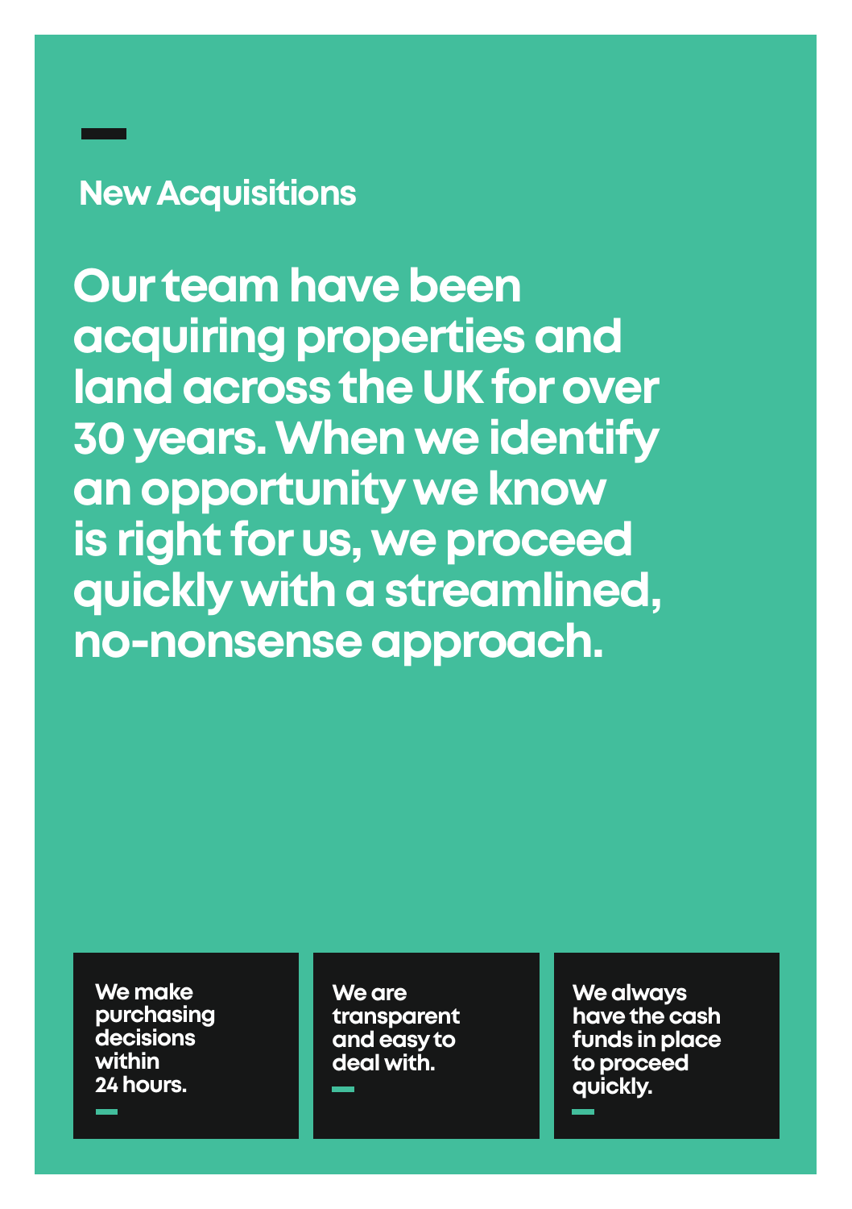## New Acquisitions

# Our team have been acquiring properties and land across the UK for over 30 years. When we identify an opportunity we know is right for us, we proceed quickly with a streamlined, no-nonsense approach.

**We make purchasing decisions within 24 hours.**

**We are transparent and easy to deal with.**

**We always have the cash funds in place to proceed quickly.**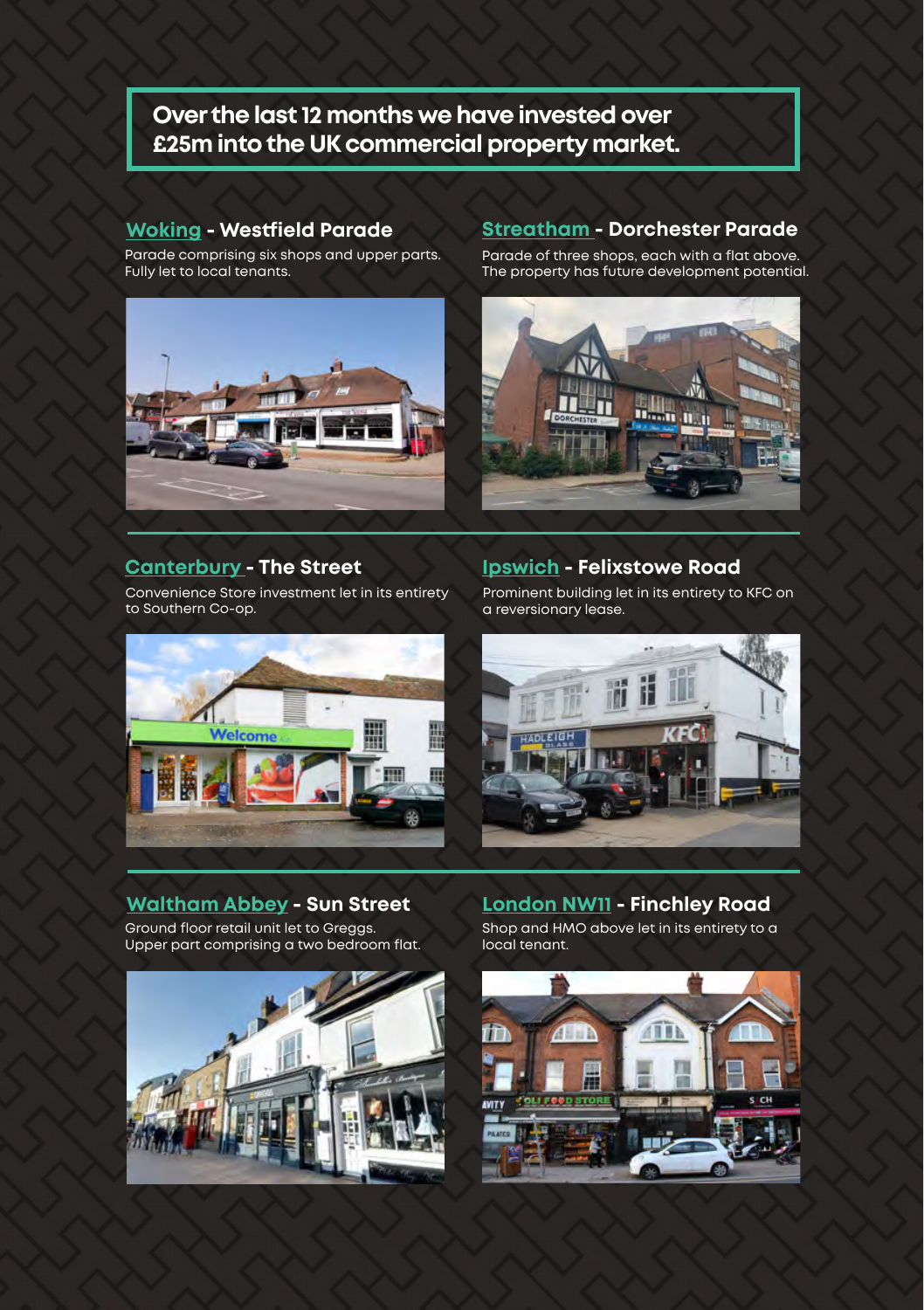**Over the last 12 months we have invested over £25m into the UK commercial property market.**

### Woking - Westfield Parade

Parade comprising six shops and upper parts. Fully let to local tenants.

### Streatham - Dorchester Parade

Parade of three shops, each with a flat above. The property has future development potential.

### Canterbury - The Street

Convenience Store investment let in its entirety to Southern Co-op.

### Ipswich - Felixstowe Road

Prominent building let in its entirety to KFC on a reversionary lease.

### Waltham Abbey - Sun Street

Ground floor retail unit let to Greggs. Upper part comprising a two bedroom flat.

### London NW11 - Finchley Road

Shop and HMO above let in its entirety to a local tenant.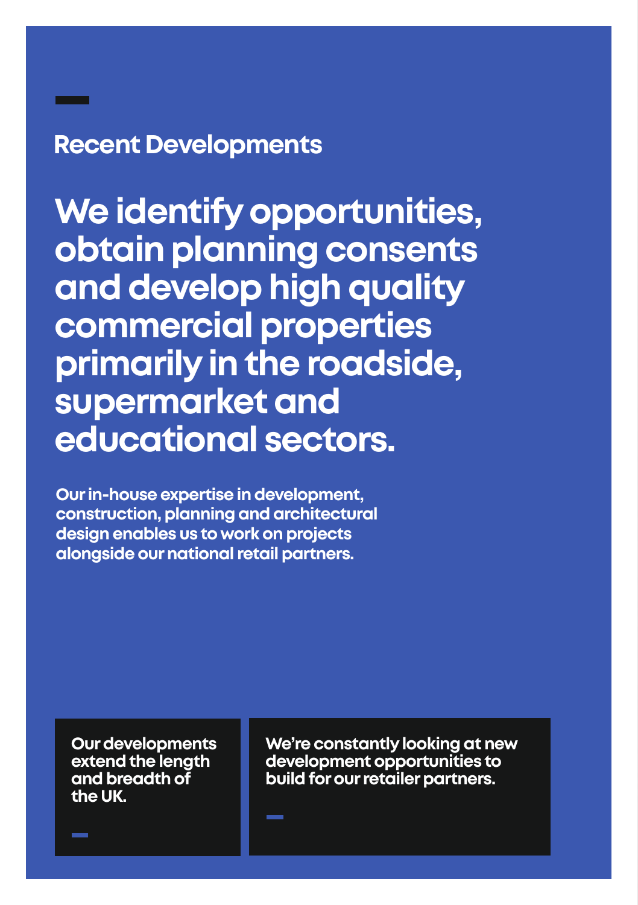## Recent Developments

# We identify opportunities, obtain planning consents and develop high quality commercial properties primarily in the roadside, supermarket and educational sectors.

**Our in-house expertise in development, construction, planning and architectural design enables us to work on projects alongside our national retail partners.**

**Our developments extend the length and breadth of the UK.**

**We're constantly looking at new development opportunities to build for our retailer partners.**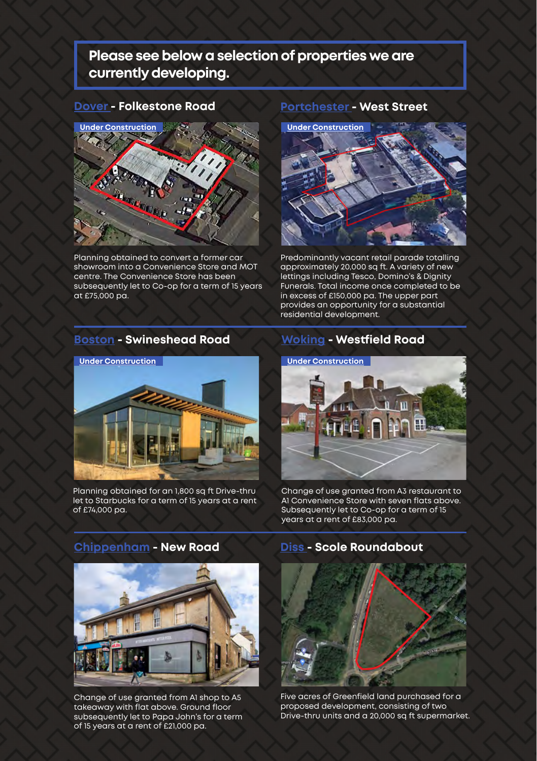## Please see below a selection of properties we are currently developing.

### Dover - Folkestone Road

Under Construction

Planning obtained to convert a former car showroom into a Convenience Store and MOT centre. The Convenience Store has been subsequently let to Co-op for a term of 15 years at £75,000 pa.

### Portchester - West Street

Under Construction

Predominantly vacant retail parade totalling approximately 20,000 sq ft. A variety of new lettings including Tesco, Domino's & Dignity Funerals. Total income once completed to be in excess of £150,000 pa. The upper part provides an opportunity for a substantial residential development.

### Boston - Swineshead Road

Under Construction

Planning obtained for an 1,800 sq ft Drive-thru let to Starbucks for a term of 15 years at a rent of £74,000 pa.

### Woking - Westfield Road

Under Construction

Change of use granted from A3 restaurant to A1 Convenience Store with seven flats above. Subsequently let to Co-op for a term of 15 years at a rent of £83,000 pa.

### Chippenham - New Road

Change of use granted from A1 shop to A5 takeaway with flat above. Ground floor subsequently let to Papa John's for a term of 15 years at a rent of £21,000 pa.

### Diss - Scole Roundabout

Five acres of Greenfield land purchased for a proposed development, consisting of two Drive-thru units and a 20,000 sq ft supermarket.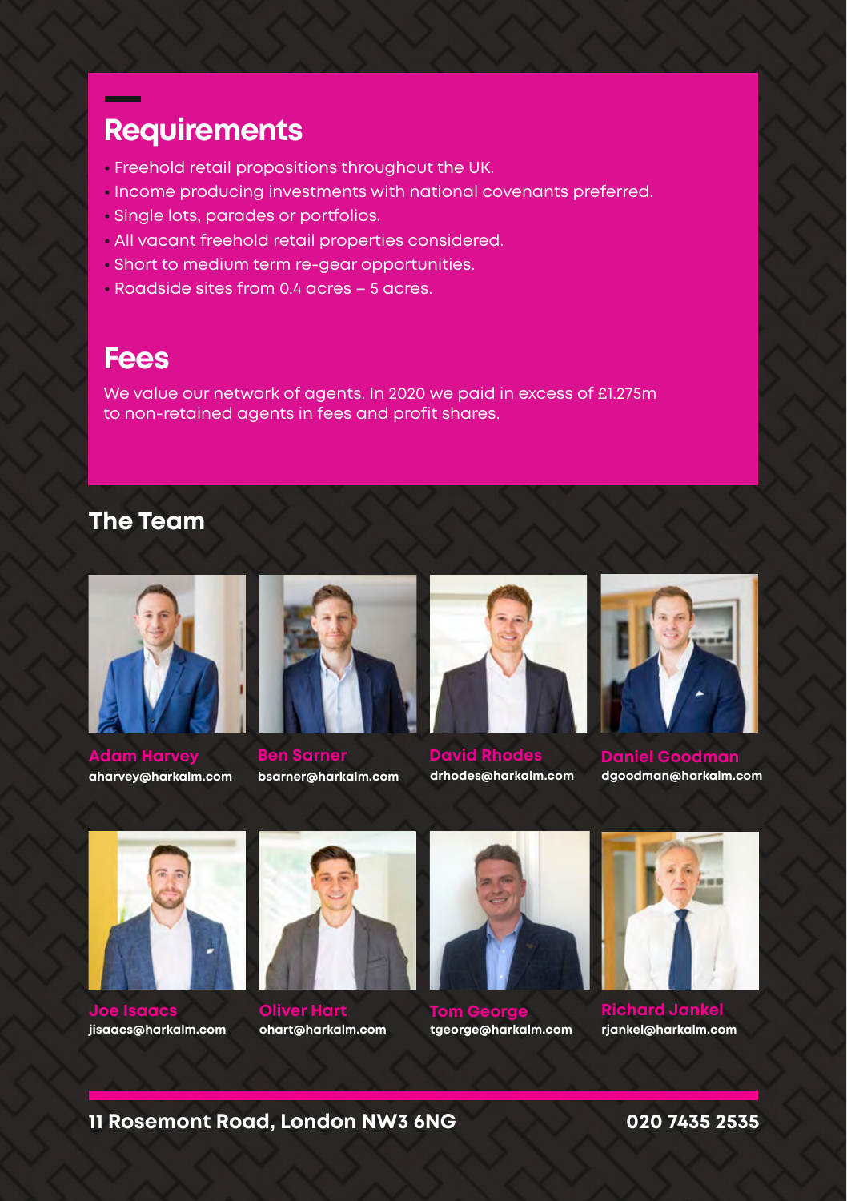## Requirements

- Freehold retail propositions throughout the UK.
- Income producing investments with national covenants preferred.
- Single lots, parades or portfolios.
- All vacant freehold retail properties considered.
- Short to medium term re-gear opportunities.
- Roadside sites from 0.4 acres – 5 acres.

## Fees

We value our network of agents. In 2020 we paid in excess of £1.275m to non-retained agents in fees and profit shares.

## The Team

**Adam Harvey**
aharvey@harkalm.com

**Ben Sarner**
bsarner@harkalm.com

**David Rhodes**
drhodes@harkalm.com

**Daniel Goodman**
dgoodman@harkalm.com

**Joe Isaacs**
jisaacs@harkalm.com

**Oliver Hart**
ohart@harkalm.com

**Tom George**
tgeorge@harkalm.com

**Richard Jankel**
rjankel@harkalm.com

**11 Rosemont Road, London NW3 6NG**

**020 7435 2535**